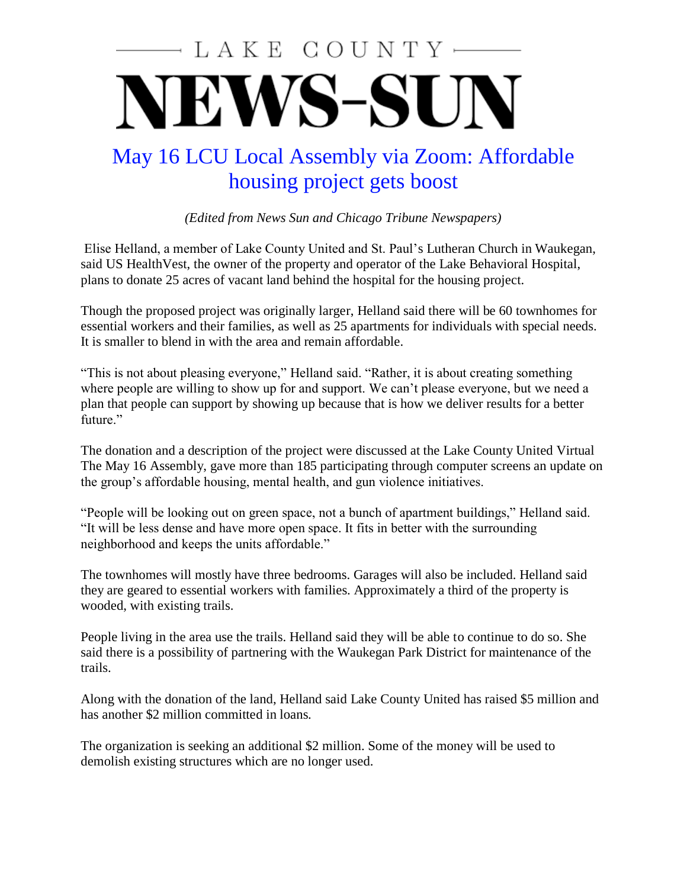# LAKE COUNTY NEWS-SUN

## May 16 LCU Local Assembly via Zoom: Affordable housing project gets boost

*(Edited from News Sun and Chicago Tribune Newspapers)*

Elise Helland, a member of Lake County United and St. Paul's Lutheran Church in Waukegan, said US HealthVest, the owner of the property and operator of the Lake Behavioral Hospital, plans to donate 25 acres of vacant land behind the hospital for the housing project.

Though the proposed project was originally larger, Helland said there will be 60 townhomes for essential workers and their families, as well as 25 apartments for individuals with special needs. It is smaller to blend in with the area and remain affordable.

"This is not about pleasing everyone," Helland said. "Rather, it is about creating something where people are willing to show up for and support. We can't please everyone, but we need a plan that people can support by showing up because that is how we deliver results for a better future."

The donation and a description of the project were discussed at the Lake County United Virtual The May 16 Assembly, gave more than 185 participating through computer screens an update on the group's affordable housing, mental health, and gun violence initiatives.

"People will be looking out on green space, not a bunch of apartment buildings," Helland said. "It will be less dense and have more open space. It fits in better with the surrounding neighborhood and keeps the units affordable."

The townhomes will mostly have three bedrooms. Garages will also be included. Helland said they are geared to essential workers with families. Approximately a third of the property is wooded, with existing trails.

People living in the area use the trails. Helland said they will be able to continue to do so. She said there is a possibility of partnering with the Waukegan Park District for maintenance of the trails.

Along with the donation of the land, Helland said Lake County United has raised $5 million and has another $2 million committed in loans.

The organization is seeking an additional $2 million. Some of the money will be used to demolish existing structures which are no longer used.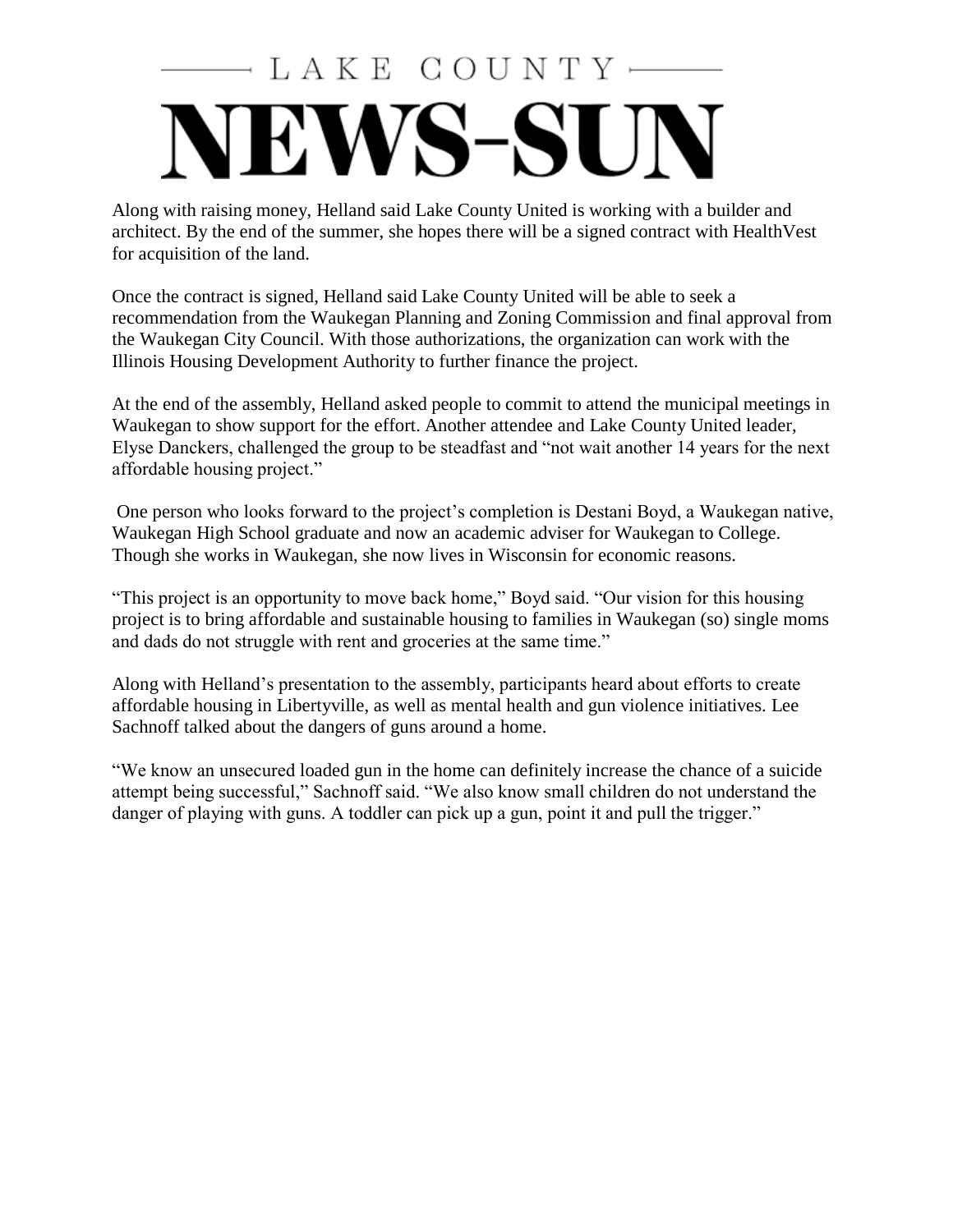Along with raising money, Helland said Lake County United is working with a builder and architect. By the end of the summer, she hopes there will be a signed contract with HealthVest for acquisition of the land.

Once the contract is signed, Helland said Lake County United will be able to seek a recommendation from the Waukegan Planning and Zoning Commission and final approval from the Waukegan City Council. With those authorizations, the organization can work with the Illinois Housing Development Authority to further finance the project.

At the end of the assembly, Helland asked people to commit to attend the municipal meetings in Waukegan to show support for the effort. Another attendee and Lake County United leader, Elyse Danckers, challenged the group to be steadfast and "not wait another 14 years for the next affordable housing project."

One person who looks forward to the project's completion is Destani Boyd, a Waukegan native, Waukegan High School graduate and now an academic adviser for Waukegan to College. Though she works in Waukegan, she now lives in Wisconsin for economic reasons.

"This project is an opportunity to move back home," Boyd said. "Our vision for this housing project is to bring affordable and sustainable housing to families in Waukegan (so) single moms and dads do not struggle with rent and groceries at the same time."

Along with Helland's presentation to the assembly, participants heard about efforts to create affordable housing in Libertyville, as well as mental health and gun violence initiatives. Lee Sachnoff talked about the dangers of guns around a home.

"We know an unsecured loaded gun in the home can definitely increase the chance of a suicide attempt being successful," Sachnoff said. "We also know small children do not understand the danger of playing with guns. A toddler can pick up a gun, point it and pull the trigger."